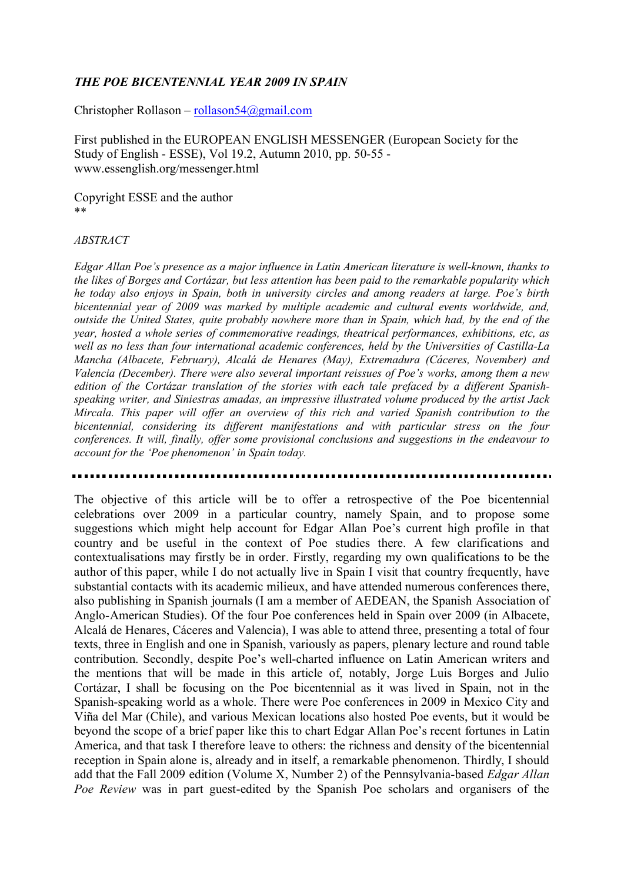# *THE POE BICENTENNIAL YEAR 2009 IN SPAIN*

Christopher Rollason – rollason54@gmail.com

First published in the EUROPEAN ENGLISH MESSENGER (European Society for the Study of English - ESSE), Vol 19.2, Autumn 2010, pp. 50-55 - www.essenglish.org/messenger.html

Copyright ESSE and the author
**

*ABSTRACT*

*Edgar Allan Poe's presence as a major influence in Latin American literature is well-known, thanks to the likes of Borges and Cortázar, but less attention has been paid to the remarkable popularity which he today also enjoys in Spain, both in university circles and among readers at large. Poe's birth bicentennial year of 2009 was marked by multiple academic and cultural events worldwide, and, outside the United States, quite probably nowhere more than in Spain, which had, by the end of the year, hosted a whole series of commemorative readings, theatrical performances, exhibitions, etc, as well as no less than four international academic conferences, held by the Universities of Castilla-La Mancha (Albacete, February), Alcalá de Henares (May), Extremadura (Cáceres, November) and Valencia (December). There were also several important reissues of Poe's works, among them a new edition of the Cortázar translation of the stories with each tale prefaced by a different Spanish-speaking writer, and Siniestras amadas, an impressive illustrated volume produced by the artist Jack Mircala. This paper will offer an overview of this rich and varied Spanish contribution to the bicentennial, considering its different manifestations and with particular stress on the four conferences. It will, finally, offer some provisional conclusions and suggestions in the endeavour to account for the 'Poe phenomenon' in Spain today.*

---

The objective of this article will be to offer a retrospective of the Poe bicentennial celebrations over 2009 in a particular country, namely Spain, and to propose some suggestions which might help account for Edgar Allan Poe's current high profile in that country and be useful in the context of Poe studies there. A few clarifications and contextualisations may firstly be in order. Firstly, regarding my own qualifications to be the author of this paper, while I do not actually live in Spain I visit that country frequently, have substantial contacts with its academic milieux, and have attended numerous conferences there, also publishing in Spanish journals (I am a member of AEDEAN, the Spanish Association of Anglo-American Studies). Of the four Poe conferences held in Spain over 2009 (in Albacete, Alcalá de Henares, Cáceres and Valencia), I was able to attend three, presenting a total of four texts, three in English and one in Spanish, variously as papers, plenary lecture and round table contribution. Secondly, despite Poe's well-charted influence on Latin American writers and the mentions that will be made in this article of, notably, Jorge Luis Borges and Julio Cortázar, I shall be focusing on the Poe bicentennial as it was lived in Spain, not in the Spanish-speaking world as a whole. There were Poe conferences in 2009 in Mexico City and Viña del Mar (Chile), and various Mexican locations also hosted Poe events, but it would be beyond the scope of a brief paper like this to chart Edgar Allan Poe's recent fortunes in Latin America, and that task I therefore leave to others: the richness and density of the bicentennial reception in Spain alone is, already and in itself, a remarkable phenomenon. Thirdly, I should add that the Fall 2009 edition (Volume X, Number 2) of the Pennsylvania-based *Edgar Allan Poe Review* was in part guest-edited by the Spanish Poe scholars and organisers of the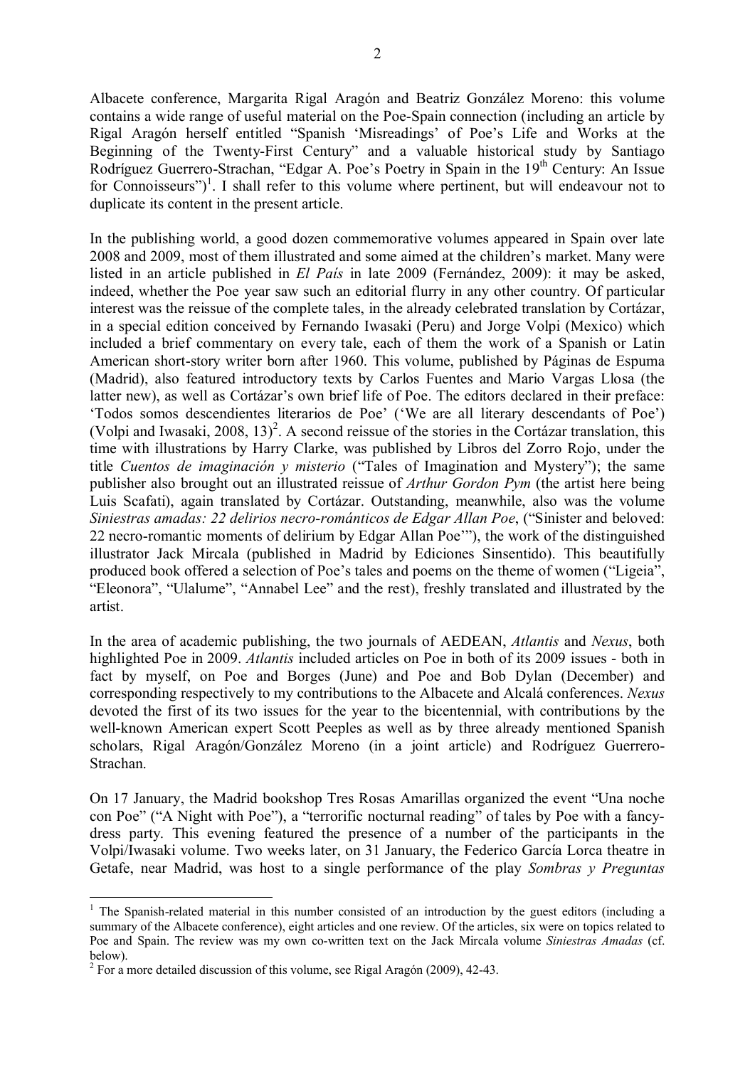Albacete conference, Margarita Rigal Aragón and Beatriz González Moreno: this volume contains a wide range of useful material on the Poe-Spain connection (including an article by Rigal Aragón herself entitled "Spanish 'Misreadings' of Poe's Life and Works at the Beginning of the Twenty-First Century" and a valuable historical study by Santiago Rodríguez Guerrero-Strachan, "Edgar A. Poe's Poetry in Spain in the 19th Century: An Issue for Connoisseurs")[1]. I shall refer to this volume where pertinent, but will endeavour not to duplicate its content in the present article.

In the publishing world, a good dozen commemorative volumes appeared in Spain over late 2008 and 2009, most of them illustrated and some aimed at the children's market. Many were listed in an article published in *El País* in late 2009 (Fernández, 2009): it may be asked, indeed, whether the Poe year saw such an editorial flurry in any other country. Of particular interest was the reissue of the complete tales, in the already celebrated translation by Cortázar, in a special edition conceived by Fernando Iwasaki (Peru) and Jorge Volpi (Mexico) which included a brief commentary on every tale, each of them the work of a Spanish or Latin American short-story writer born after 1960. This volume, published by Páginas de Espuma (Madrid), also featured introductory texts by Carlos Fuentes and Mario Vargas Llosa (the latter new), as well as Cortázar's own brief life of Poe. The editors declared in their preface: 'Todos somos descendientes literarios de Poe' ('We are all literary descendants of Poe') (Volpi and Iwasaki, 2008, 13)[2]. A second reissue of the stories in the Cortázar translation, this time with illustrations by Harry Clarke, was published by Libros del Zorro Rojo, under the title *Cuentos de imaginación y misterio* ("Tales of Imagination and Mystery"); the same publisher also brought out an illustrated reissue of *Arthur Gordon Pym* (the artist here being Luis Scafati), again translated by Cortázar. Outstanding, meanwhile, also was the volume *Siniestras amadas: 22 delirios necro-románticos de Edgar Allan Poe*, ("Sinister and beloved: 22 necro-romantic moments of delirium by Edgar Allan Poe'"), the work of the distinguished illustrator Jack Mircala (published in Madrid by Ediciones Sinsentido). This beautifully produced book offered a selection of Poe's tales and poems on the theme of women ("Ligeia", "Eleonora", "Ulalume", "Annabel Lee" and the rest), freshly translated and illustrated by the artist.

In the area of academic publishing, the two journals of AEDEAN, *Atlantis* and *Nexus*, both highlighted Poe in 2009. *Atlantis* included articles on Poe in both of its 2009 issues - both in fact by myself, on Poe and Borges (June) and Poe and Bob Dylan (December) and corresponding respectively to my contributions to the Albacete and Alcalá conferences. *Nexus* devoted the first of its two issues for the year to the bicentennial, with contributions by the well-known American expert Scott Peeples as well as by three already mentioned Spanish scholars, Rigal Aragón/González Moreno (in a joint article) and Rodríguez Guerrero-Strachan.

On 17 January, the Madrid bookshop Tres Rosas Amarillas organized the event "Una noche con Poe" ("A Night with Poe"), a "terrorific nocturnal reading" of tales by Poe with a fancy-dress party. This evening featured the presence of a number of the participants in the Volpi/Iwasaki volume. Two weeks later, on 31 January, the Federico García Lorca theatre in Getafe, near Madrid, was host to a single performance of the play *Sombras y Preguntas*

---

[1] The Spanish-related material in this number consisted of an introduction by the guest editors (including a summary of the Albacete conference), eight articles and one review. Of the articles, six were on topics related to Poe and Spain. The review was my own co-written text on the Jack Mircala volume *Siniestras Amadas* (cf. below).

[2] For a more detailed discussion of this volume, see Rigal Aragón (2009), 42-43.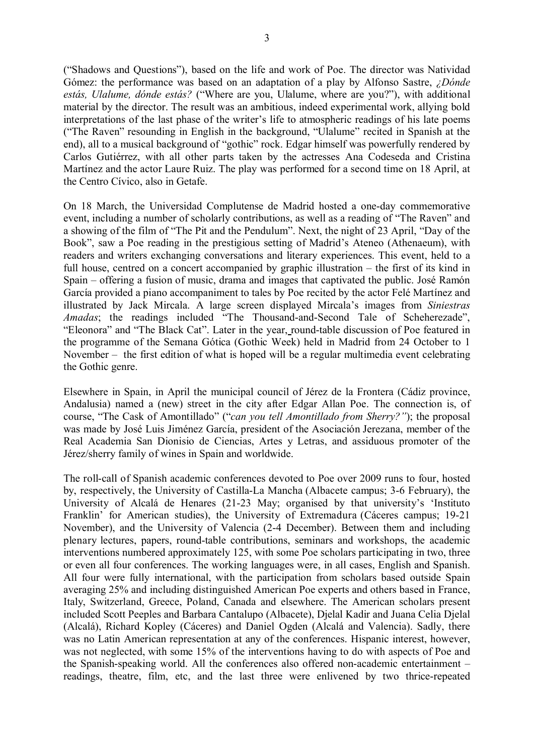("Shadows and Questions"), based on the life and work of Poe. The director was Natividad Gómez: the performance was based on an adaptation of a play by Alfonso Sastre, *¿Dónde estás, Ulalume, dónde estás?* ("Where are you, Ulalume, where are you?"), with additional material by the director. The result was an ambitious, indeed experimental work, allying bold interpretations of the last phase of the writer's life to atmospheric readings of his late poems ("The Raven" resounding in English in the background, "Ulalume" recited in Spanish at the end), all to a musical background of "gothic" rock. Edgar himself was powerfully rendered by Carlos Gutiérrez, with all other parts taken by the actresses Ana Codeseda and Cristina Martínez and the actor Laure Ruiz. The play was performed for a second time on 18 April, at the Centro Cívico, also in Getafe.

On 18 March, the Universidad Complutense de Madrid hosted a one-day commemorative event, including a number of scholarly contributions, as well as a reading of "The Raven" and a showing of the film of "The Pit and the Pendulum". Next, the night of 23 April, "Day of the Book", saw a Poe reading in the prestigious setting of Madrid's Ateneo (Athenaeum), with readers and writers exchanging conversations and literary experiences. This event, held to a full house, centred on a concert accompanied by graphic illustration – the first of its kind in Spain – offering a fusion of music, drama and images that captivated the public. José Ramón García provided a piano accompaniment to tales by Poe recited by the actor Felé Martínez and illustrated by Jack Mircala. A large screen displayed Mircala's images from *Siniestras Amadas*; the readings included "The Thousand-and-Second Tale of Scheherezade", "Eleonora" and "The Black Cat". Later in the year, round-table discussion of Poe featured in the programme of the Semana Gótica (Gothic Week) held in Madrid from 24 October to 1 November – the first edition of what is hoped will be a regular multimedia event celebrating the Gothic genre.

Elsewhere in Spain, in April the municipal council of Jérez de la Frontera (Cádiz province, Andalusia) named a (new) street in the city after Edgar Allan Poe. The connection is, of course, "The Cask of Amontillado" ("*can you tell Amontillado from Sherry?"*); the proposal was made by José Luis Jiménez García, president of the Asociación Jerezana, member of the Real Academia San Dionisio de Ciencias, Artes y Letras, and assiduous promoter of the Jérez/sherry family of wines in Spain and worldwide.

The roll-call of Spanish academic conferences devoted to Poe over 2009 runs to four, hosted by, respectively, the University of Castilla-La Mancha (Albacete campus; 3-6 February), the University of Alcalá de Henares (21-23 May; organised by that university's 'Instituto Franklin' for American studies), the University of Extremadura (Cáceres campus; 19-21 November), and the University of Valencia (2-4 December). Between them and including plenary lectures, papers, round-table contributions, seminars and workshops, the academic interventions numbered approximately 125, with some Poe scholars participating in two, three or even all four conferences. The working languages were, in all cases, English and Spanish. All four were fully international, with the participation from scholars based outside Spain averaging 25% and including distinguished American Poe experts and others based in France, Italy, Switzerland, Greece, Poland, Canada and elsewhere. The American scholars present included Scott Peeples and Barbara Cantalupo (Albacete), Djelal Kadir and Juana Celia Djelal (Alcalá), Richard Kopley (Cáceres) and Daniel Ogden (Alcalá and Valencia). Sadly, there was no Latin American representation at any of the conferences. Hispanic interest, however, was not neglected, with some 15% of the interventions having to do with aspects of Poe and the Spanish-speaking world. All the conferences also offered non-academic entertainment – readings, theatre, film, etc, and the last three were enlivened by two thrice-repeated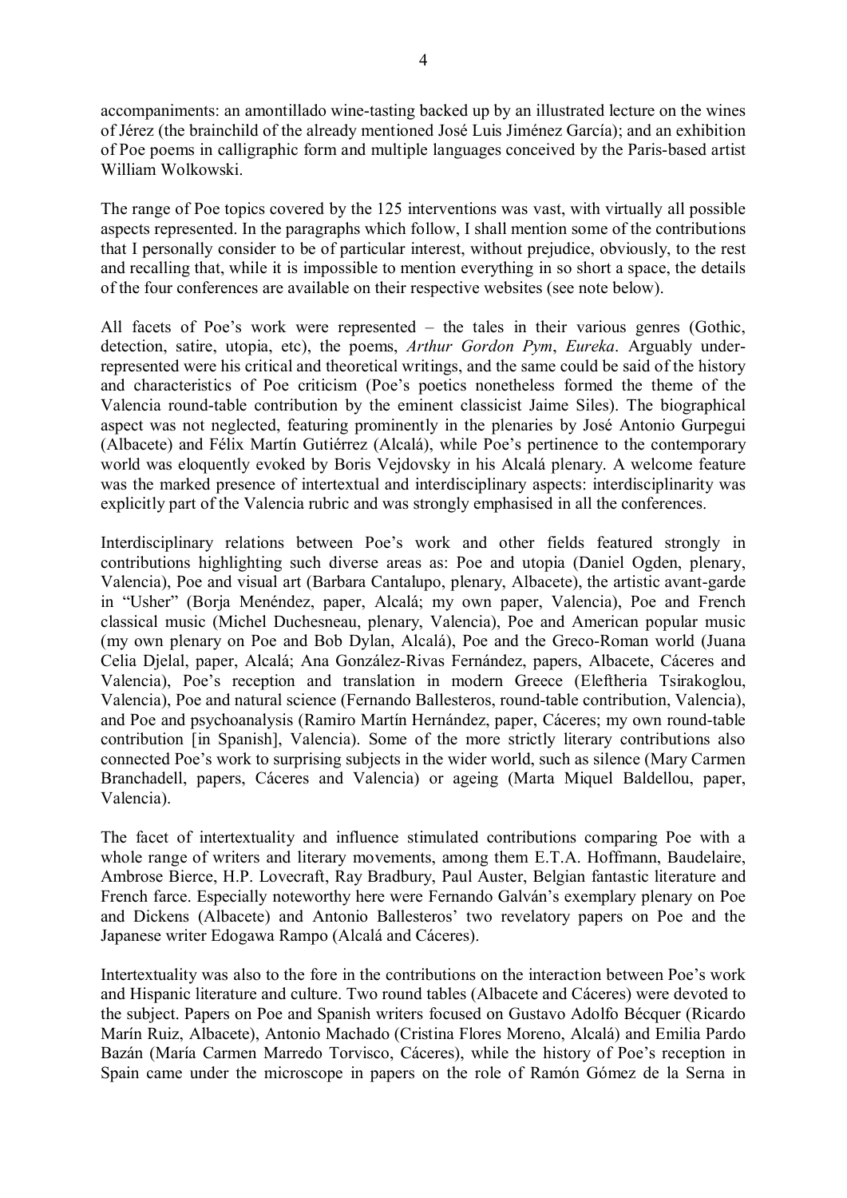accompaniments: an amontillado wine-tasting backed up by an illustrated lecture on the wines of Jérez (the brainchild of the already mentioned José Luis Jiménez García); and an exhibition of Poe poems in calligraphic form and multiple languages conceived by the Paris-based artist William Wolkowski.

The range of Poe topics covered by the 125 interventions was vast, with virtually all possible aspects represented. In the paragraphs which follow, I shall mention some of the contributions that I personally consider to be of particular interest, without prejudice, obviously, to the rest and recalling that, while it is impossible to mention everything in so short a space, the details of the four conferences are available on their respective websites (see note below).

All facets of Poe's work were represented – the tales in their various genres (Gothic, detection, satire, utopia, etc), the poems, *Arthur Gordon Pym*, *Eureka*. Arguably under-represented were his critical and theoretical writings, and the same could be said of the history and characteristics of Poe criticism (Poe's poetics nonetheless formed the theme of the Valencia round-table contribution by the eminent classicist Jaime Siles). The biographical aspect was not neglected, featuring prominently in the plenaries by José Antonio Gurpegui (Albacete) and Félix Martín Gutiérrez (Alcalá), while Poe's pertinence to the contemporary world was eloquently evoked by Boris Vejdovsky in his Alcalá plenary. A welcome feature was the marked presence of intertextual and interdisciplinary aspects: interdisciplinarity was explicitly part of the Valencia rubric and was strongly emphasised in all the conferences.

Interdisciplinary relations between Poe's work and other fields featured strongly in contributions highlighting such diverse areas as: Poe and utopia (Daniel Ogden, plenary, Valencia), Poe and visual art (Barbara Cantalupo, plenary, Albacete), the artistic avant-garde in "Usher" (Borja Menéndez, paper, Alcalá; my own paper, Valencia), Poe and French classical music (Michel Duchesneau, plenary, Valencia), Poe and American popular music (my own plenary on Poe and Bob Dylan, Alcalá), Poe and the Greco-Roman world (Juana Celia Djelal, paper, Alcalá; Ana González-Rivas Fernández, papers, Albacete, Cáceres and Valencia), Poe's reception and translation in modern Greece (Eleftheria Tsirakoglou, Valencia), Poe and natural science (Fernando Ballesteros, round-table contribution, Valencia), and Poe and psychoanalysis (Ramiro Martín Hernández, paper, Cáceres; my own round-table contribution [in Spanish], Valencia). Some of the more strictly literary contributions also connected Poe's work to surprising subjects in the wider world, such as silence (Mary Carmen Branchadell, papers, Cáceres and Valencia) or ageing (Marta Miquel Baldellou, paper, Valencia).

The facet of intertextuality and influence stimulated contributions comparing Poe with a whole range of writers and literary movements, among them E.T.A. Hoffmann, Baudelaire, Ambrose Bierce, H.P. Lovecraft, Ray Bradbury, Paul Auster, Belgian fantastic literature and French farce. Especially noteworthy here were Fernando Galván's exemplary plenary on Poe and Dickens (Albacete) and Antonio Ballesteros' two revelatory papers on Poe and the Japanese writer Edogawa Rampo (Alcalá and Cáceres).

Intertextuality was also to the fore in the contributions on the interaction between Poe's work and Hispanic literature and culture. Two round tables (Albacete and Cáceres) were devoted to the subject. Papers on Poe and Spanish writers focused on Gustavo Adolfo Bécquer (Ricardo Marín Ruiz, Albacete), Antonio Machado (Cristina Flores Moreno, Alcalá) and Emilia Pardo Bazán (María Carmen Marredo Torvisco, Cáceres), while the history of Poe's reception in Spain came under the microscope in papers on the role of Ramón Gómez de la Serna in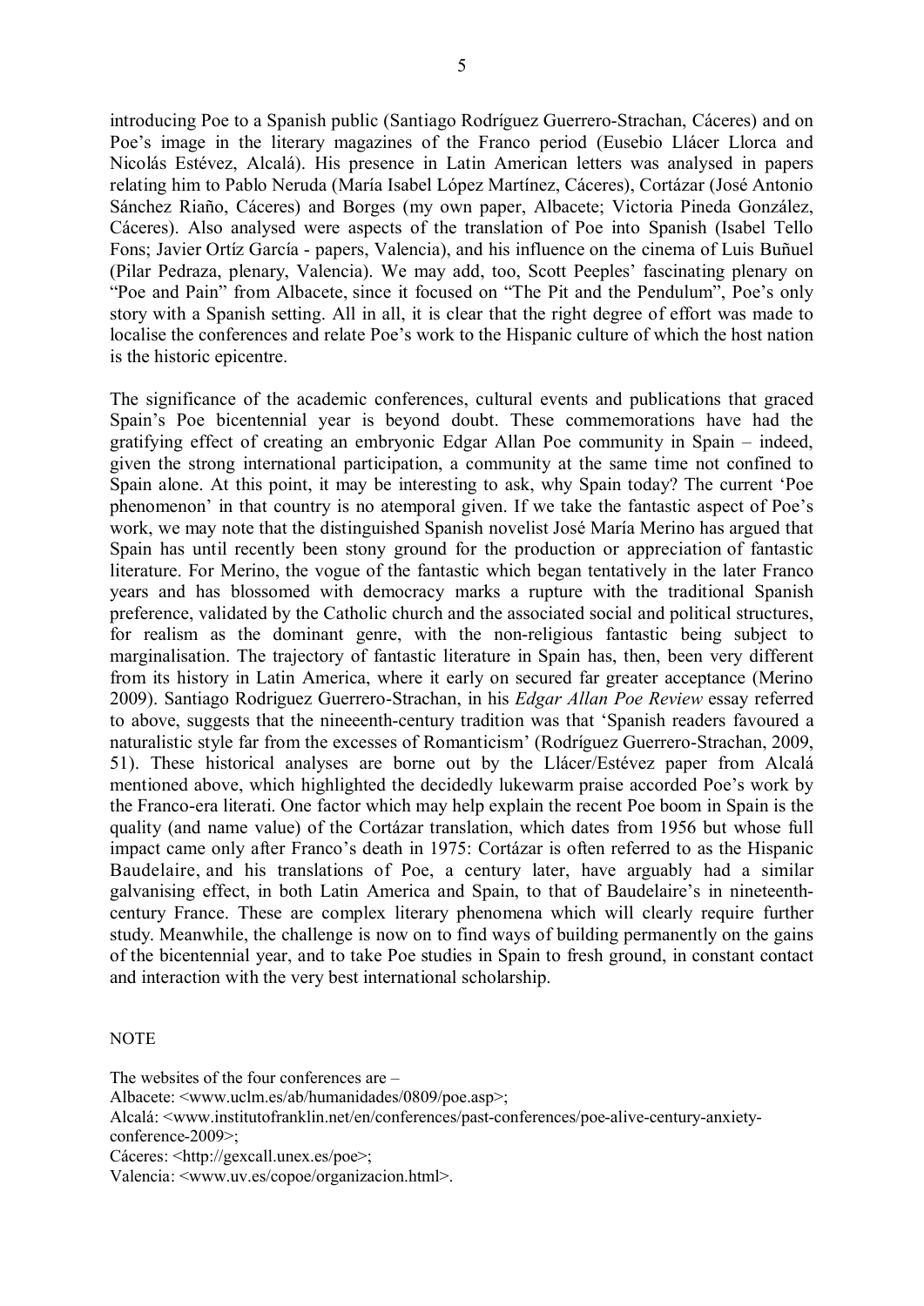introducing Poe to a Spanish public (Santiago Rodríguez Guerrero-Strachan, Cáceres) and on Poe's image in the literary magazines of the Franco period (Eusebio Llácer Llorca and Nicolás Estévez, Alcalá). His presence in Latin American letters was analysed in papers relating him to Pablo Neruda (María Isabel López Martínez, Cáceres), Cortázar (José Antonio Sánchez Riaño, Cáceres) and Borges (my own paper, Albacete; Victoria Pineda González, Cáceres). Also analysed were aspects of the translation of Poe into Spanish (Isabel Tello Fons; Javier Ortíz García - papers, Valencia), and his influence on the cinema of Luis Buñuel (Pilar Pedraza, plenary, Valencia). We may add, too, Scott Peeples' fascinating plenary on "Poe and Pain" from Albacete, since it focused on "The Pit and the Pendulum", Poe's only story with a Spanish setting. All in all, it is clear that the right degree of effort was made to localise the conferences and relate Poe's work to the Hispanic culture of which the host nation is the historic epicentre.

The significance of the academic conferences, cultural events and publications that graced Spain's Poe bicentennial year is beyond doubt. These commemorations have had the gratifying effect of creating an embryonic Edgar Allan Poe community in Spain – indeed, given the strong international participation, a community at the same time not confined to Spain alone. At this point, it may be interesting to ask, why Spain today? The current 'Poe phenomenon' in that country is no atemporal given. If we take the fantastic aspect of Poe's work, we may note that the distinguished Spanish novelist José María Merino has argued that Spain has until recently been stony ground for the production or appreciation of fantastic literature. For Merino, the vogue of the fantastic which began tentatively in the later Franco years and has blossomed with democracy marks a rupture with the traditional Spanish preference, validated by the Catholic church and the associated social and political structures, for realism as the dominant genre, with the non-religious fantastic being subject to marginalisation. The trajectory of fantastic literature in Spain has, then, been very different from its history in Latin America, where it early on secured far greater acceptance (Merino 2009). Santiago Rodriguez Guerrero-Strachan, in his *Edgar Allan Poe Review* essay referred to above, suggests that the nineeenth-century tradition was that 'Spanish readers favoured a naturalistic style far from the excesses of Romanticism' (Rodríguez Guerrero-Strachan, 2009, 51). These historical analyses are borne out by the Llácer/Estévez paper from Alcalá mentioned above, which highlighted the decidedly lukewarm praise accorded Poe's work by the Franco-era literati. One factor which may help explain the recent Poe boom in Spain is the quality (and name value) of the Cortázar translation, which dates from 1956 but whose full impact came only after Franco's death in 1975: Cortázar is often referred to as the Hispanic Baudelaire, and his translations of Poe, a century later, have arguably had a similar galvanising effect, in both Latin America and Spain, to that of Baudelaire's in nineteenth-century France. These are complex literary phenomena which will clearly require further study. Meanwhile, the challenge is now on to find ways of building permanently on the gains of the bicentennial year, and to take Poe studies in Spain to fresh ground, in constant contact and interaction with the very best international scholarship.

NOTE

The websites of the four conferences are –

Albacete: <www.uclm.es/ab/humanidades/0809/poe.asp>;

Alcalá: <www.institutofranklin.net/en/conferences/past-conferences/poe-alive-century-anxiety-conference-2009>;

Cáceres: <http://gexcall.unex.es/poe>;

Valencia: <www.uv.es/copoe/organizacion.html>.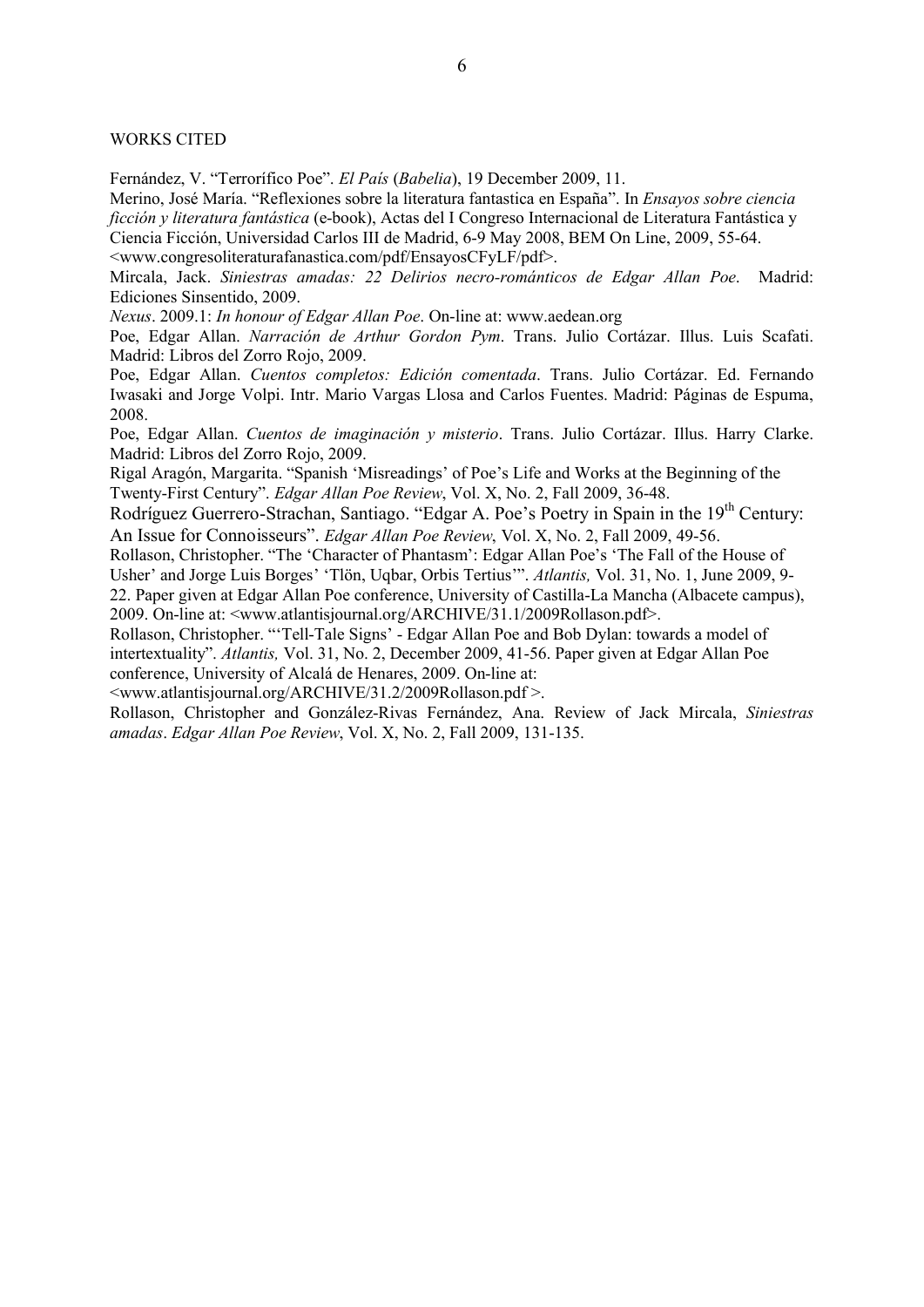WORKS CITED

Fernández, V. "Terrorífico Poe". *El País* (*Babelia*), 19 December 2009, 11.

Merino, José María. "Reflexiones sobre la literatura fantastica en España". In *Ensayos sobre ciencia ficción y literatura fantástica* (e-book), Actas del I Congreso Internacional de Literatura Fantástica y Ciencia Ficción, Universidad Carlos III de Madrid, 6-9 May 2008, BEM On Line, 2009, 55-64. <www.congresoliteraturafanastica.com/pdf/EnsayosCFyLF/pdf>.

Mircala, Jack. *Siniestras amadas: 22 Delirios necro-románticos de Edgar Allan Poe*. Madrid: Ediciones Sinsentido, 2009.

*Nexus*. 2009.1: *In honour of Edgar Allan Poe*. On-line at: www.aedean.org

Poe, Edgar Allan. *Narración de Arthur Gordon Pym*. Trans. Julio Cortázar. Illus. Luis Scafati. Madrid: Libros del Zorro Rojo, 2009.

Poe, Edgar Allan. *Cuentos completos: Edición comentada*. Trans. Julio Cortázar. Ed. Fernando Iwasaki and Jorge Volpi. Intr. Mario Vargas Llosa and Carlos Fuentes. Madrid: Páginas de Espuma, 2008.

Poe, Edgar Allan. *Cuentos de imaginación y misterio*. Trans. Julio Cortázar. Illus. Harry Clarke. Madrid: Libros del Zorro Rojo, 2009.

Rigal Aragón, Margarita. "Spanish 'Misreadings' of Poe's Life and Works at the Beginning of the Twenty-First Century". *Edgar Allan Poe Review*, Vol. X, No. 2, Fall 2009, 36-48.

Rodríguez Guerrero-Strachan, Santiago. "Edgar A. Poe's Poetry in Spain in the 19th Century: An Issue for Connoisseurs". *Edgar Allan Poe Review*, Vol. X, No. 2, Fall 2009, 49-56.

Rollason, Christopher. "The 'Character of Phantasm': Edgar Allan Poe's 'The Fall of the House of Usher' and Jorge Luis Borges' 'Tlön, Uqbar, Orbis Tertius'". *Atlantis,* Vol. 31, No. 1, June 2009, 9-22. Paper given at Edgar Allan Poe conference, University of Castilla-La Mancha (Albacete campus), 2009. On-line at: <www.atlantisjournal.org/ARCHIVE/31.1/2009Rollason.pdf>.

Rollason, Christopher. "'Tell-Tale Signs' - Edgar Allan Poe and Bob Dylan: towards a model of intertextuality". *Atlantis,* Vol. 31, No. 2, December 2009, 41-56. Paper given at Edgar Allan Poe conference, University of Alcalá de Henares, 2009. On-line at: <www.atlantisjournal.org/ARCHIVE/31.2/2009Rollason.pdf >.

Rollason, Christopher and González-Rivas Fernández, Ana. Review of Jack Mircala, *Siniestras amadas*. *Edgar Allan Poe Review*, Vol. X, No. 2, Fall 2009, 131-135.